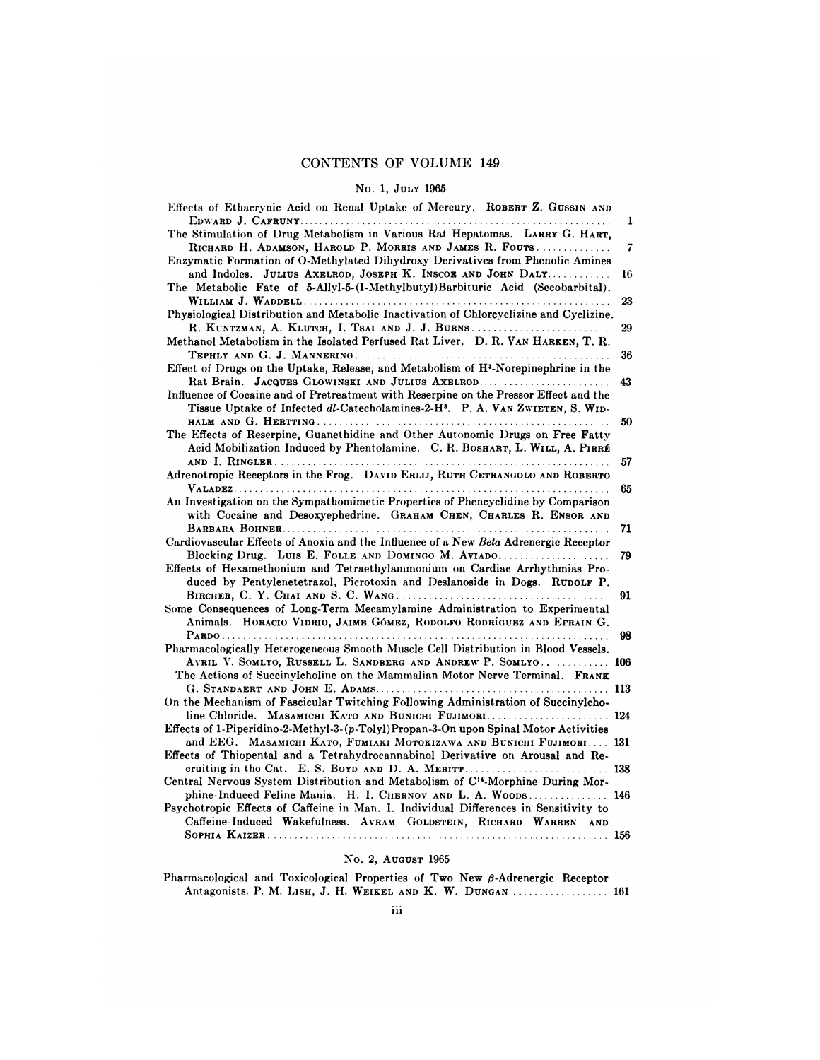# CONTENTS OF VOLUME 149

## No. 1, July 1965

Effects of Ethacrynic Acid on Renal Uptake of Mercury. ROBERT Z. GUSSIN AND EDWARD J. CAFRUNY .... 1

The Stimulation of Drug Metabolism in Various Rat Hepatomas. LARRY G. HART, RICHARD H. ADAMSON, HAROLD P. MORRIS AND JAMES R. FOUTS .... 7

Enzymatic Formation of O-Methylated Dihydroxy Derivatives from Phenolic Amines and Indoles. JULIUS AXELROD, JOSEPH K. INSCOE AND JOHN DALY .... 16

The Metabolic Fate of 5-Allyl-5-(1-Methylbutyl)Barbituric Acid (Secobarbital). WILLIAM J. WADDELL .... 23

Physiological Distribution and Metabolic Inactivation of Chlorcyclizine and Cyclizine. R. KUNTZMAN, A. KLUTCH, I. TSAI AND J. J. BURNS .... 29

Methanol Metabolism in the Isolated Perfused Rat Liver. D. R. VAN HARKEN, T. R. TEPHLY AND G. J. MANNERING .... 36

Effect of Drugs on the Uptake, Release, and Metabolism of $H^3$-Norepinephrine in the Rat Brain. JACQUES GLOWINSKI AND JULIUS AXELROD .... 43

Influence of Cocaine and of Pretreatment with Reserpine on the Pressor Effect and the Tissue Uptake of Infected *dl*-Catecholamines-2-$H^3$. P. A. VAN ZWIETEN, S. WIDHALM AND G. HERTTING .... 50

The Effects of Reserpine, Guanethidine and Other Autonomic Drugs on Free Fatty Acid Mobilization Induced by Phentolamine. C. R. BOSHART, L. WILL, A. PIRRÉ AND I. RINGLER .... 57

Adrenotropic Receptors in the Frog. DAVID ERLIJ, RUTH CETRANGOLO AND ROBERTO VALADEZ .... 65

An Investigation on the Sympathomimetic Properties of Phencyclidine by Comparison with Cocaine and Desoxyephedrine. GRAHAM CHEN, CHARLES R. ENSOR AND BARBARA BOHNER .... 71

Cardiovascular Effects of Anoxia and the Influence of a New *Beta* Adrenergic Receptor Blocking Drug. LUIS E. FOLLE AND DOMINGO M. AVIADO .... 79

Effects of Hexamethonium and Tetraethylammonium on Cardiac Arrhythmias Produced by Pentylenetetrazol, Picrotoxin and Deslanoside in Dogs. RUDOLF P. BIRCHER, C. Y. CHAI AND S. C. WANG .... 91

Some Consequences of Long-Term Mecamylamine Administration to Experimental Animals. HORACIO VIDRIO, JAIME GÓMEZ, RODOLFO RODRÍGUEZ AND EFRAIN G. PARDO .... 98

Pharmacologically Heterogeneous Smooth Muscle Cell Distribution in Blood Vessels. AVRIL V. SOMLYO, RUSSELL L. SANDBERG AND ANDREW P. SOMLYO .... 106

The Actions of Succinylcholine on the Mammalian Motor Nerve Terminal. FRANK G. STANDAERT AND JOHN E. ADAMS .... 113

On the Mechanism of Fascicular Twitching Following Administration of Succinylcholine Chloride. MASAMICHI KATO AND BUNICHI FUJIMORI .... 124

Effects of 1-Piperidino-2-Methyl-3-(*p*-Tolyl)Propan-3-On upon Spinal Motor Activities and EEG. MASAMICHI KATO, FUMIAKI MOTOKIZAWA AND BUNICHI FUJIMORI .... 131

Effects of Thiopental and a Tetrahydrocannabinol Derivative on Arousal and Recruiting in the Cat. E. S. BOYD AND D. A. MERITT .... 138

Central Nervous System Distribution and Metabolism of $C^{14}$-Morphine During Morphine-Induced Feline Mania. H. I. CHERNOV AND L. A. WOODS .... 146

Psychotropic Effects of Caffeine in Man. I. Individual Differences in Sensitivity to Caffeine-Induced Wakefulness. AVRAM GOLDSTEIN, RICHARD WARREN AND SOPHIA KAIZER .... 156

## No. 2, August 1965

Pharmacological and Toxicological Properties of Two New $\beta$-Adrenergic Receptor Antagonists. P. M. LISH, J. H. WEIKEL AND K. W. DUNGAN .... 161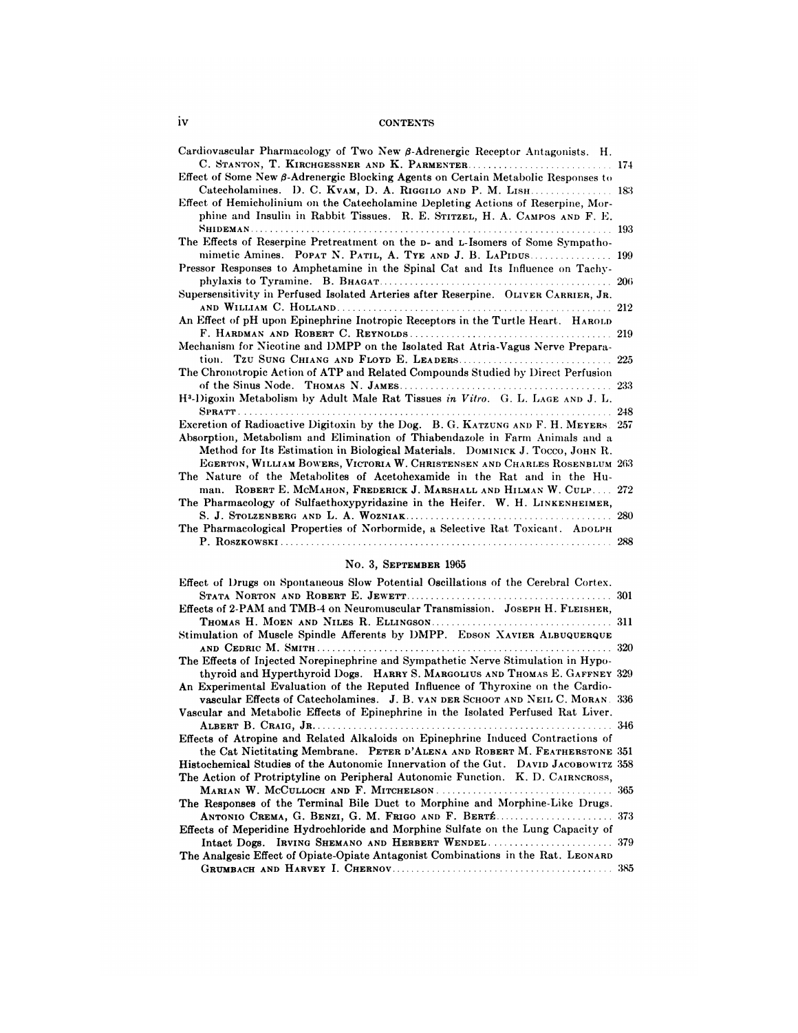Cardiovascular Pharmacology of Two New β-Adrenergic Receptor Antagonists. H. C. STANTON, T. KIRCHGESSNER AND K. PARMENTER .......... 174

Effect of Some New β-Adrenergic Blocking Agents on Certain Metabolic Responses to Catecholamines. D. C. KVAM, D. A. RIGGILO AND P. M. LISH .......... 183

Effect of Hemicholinium on the Catecholamine Depleting Actions of Reserpine, Morphine and Insulin in Rabbit Tissues. R. E. STITZEL, H. A. CAMPOS AND F. E. SHIDEMAN .......... 193

The Effects of Reserpine Pretreatment on the D- and L-Isomers of Some Sympathomimetic Amines. POPAT N. PATIL, A. TYE AND J. B. LAPIDUS .......... 199

Pressor Responses to Amphetamine in the Spinal Cat and Its Influence on Tachyphylaxis to Tyramine. B. BHAGAT .......... 206

Supersensitivity in Perfused Isolated Arteries after Reserpine. OLIVER CARRIER, JR. AND WILLIAM C. HOLLAND .......... 212

An Effect of pH upon Epinephrine Inotropic Receptors in the Turtle Heart. HAROLD F. HARDMAN AND ROBERT C. REYNOLDS .......... 219

Mechanism for Nicotine and DMPP on the Isolated Rat Atria-Vagus Nerve Preparation. TZU SUNG CHIANG AND FLOYD E. LEADERS .......... 225

The Chronotropic Action of ATP and Related Compounds Studied by Direct Perfusion of the Sinus Node. THOMAS N. JAMES .......... 233

$H^3$-Digoxin Metabolism by Adult Male Rat Tissues *in Vitro*. G. L. LAGE AND J. L. SPRATT .......... 248

Excretion of Radioactive Digitoxin by the Dog. B. G. KATZUNG AND F. H. MEYERS .......... 257

Absorption, Metabolism and Elimination of Thiabendazole in Farm Animals and a Method for Its Estimation in Biological Materials. DOMINICK J. TOCCO, JOHN R. EGERTON, WILLIAM BOWERS, VICTORIA W. CHRISTENSEN AND CHARLES ROSENBLUM 263

The Nature of the Metabolites of Acetohexamide in the Rat and in the Human. ROBERT E. MCMAHON, FREDERICK J. MARSHALL AND HILMAN W. CULP .......... 272

The Pharmacology of Sulfaethoxypyridazine in the Heifer. W. H. LINKENHEIMER, S. J. STOLZENBERG AND L. A. WOZNIAK .......... 280

The Pharmacological Properties of Norbormide, a Selective Rat Toxicant. ADOLPH P. ROSZKOWSKI .......... 288

## No. 3, SEPTEMBER 1965

Effect of Drugs on Spontaneous Slow Potential Oscillations of the Cerebral Cortex. STATA NORTON AND ROBERT E. JEWETT .......... 301

Effects of 2-PAM and TMB-4 on Neuromuscular Transmission. JOSEPH H. FLEISHER, THOMAS H. MOEN AND NILES R. ELLINGSON .......... 311

Stimulation of Muscle Spindle Afferents by DMPP. EDSON XAVIER ALBUQUERQUE AND CEDRIC M. SMITH .......... 320

The Effects of Injected Norepinephrine and Sympathetic Nerve Stimulation in Hypothyroid and Hyperthyroid Dogs. HARRY S. MARGOLIUS AND THOMAS E. GAFFNEY 329

An Experimental Evaluation of the Reputed Influence of Thyroxine on the Cardiovascular Effects of Catecholamines. J. B. VAN DER SCHOOT AND NEIL C. MORAN. 336

Vascular and Metabolic Effects of Epinephrine in the Isolated Perfused Rat Liver. ALBERT B. CRAIG, JR. .......... 346

Effects of Atropine and Related Alkaloids on Epinephrine Induced Contractions of the Cat Nictitating Membrane. PETER D'ALENA AND ROBERT M. FEATHERSTONE 351

Histochemical Studies of the Autonomic Innervation of the Gut. DAVID JACOBOWITZ 358

The Action of Protriptyline on Peripheral Autonomic Function. K. D. CAIRNCROSS, MARIAN W. MCCULLOCH AND F. MITCHELSON .......... 365

The Responses of the Terminal Bile Duct to Morphine and Morphine-Like Drugs. ANTONIO CREMA, G. BENZI, G. M. FRIGO AND F. BERTÉ .......... 373

Effects of Meperidine Hydrochloride and Morphine Sulfate on the Lung Capacity of Intact Dogs. IRVING SHEMANO AND HERBERT WENDEL .......... 379

The Analgesic Effect of Opiate-Opiate Antagonist Combinations in the Rat. LEONARD GRUMBACH AND HARVEY I. CHERNOV .......... 385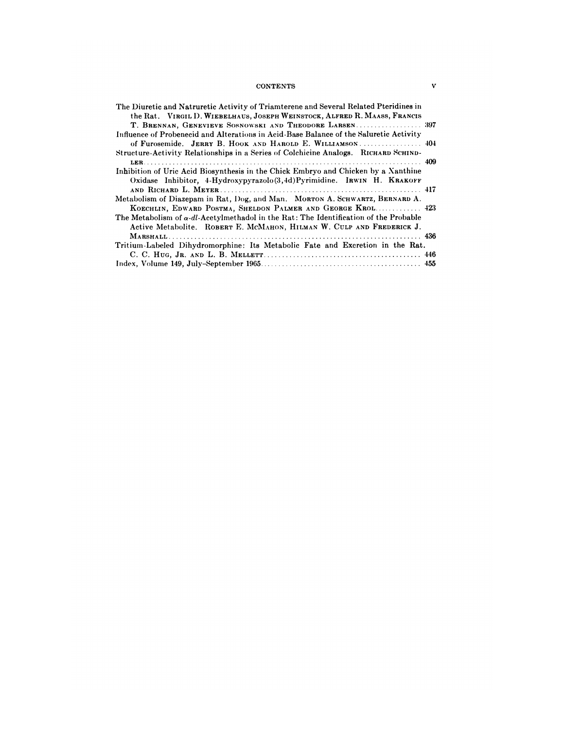The Diuretic and Natruretic Activity of Triamterene and Several Related Pteridines in the Rat. VIRGIL D. WIEBELHAUS, JOSEPH WEINSTOCK, ALFRED R. MAASS, FRANCIS T. BRENNAN, GENEVIEVE SOSNOWSKI AND THEODORE LARSEN .......... 397

Influence of Probenecid and Alterations in Acid-Base Balance of the Saluretic Activity of Furosemide. JERRY B. HOOK AND HAROLD E. WILLIAMSON .......... 404

Structure-Activity Relationships in a Series of Colchicine Analogs. RICHARD SCHINDLER .......... 409

Inhibition of Uric Acid Biosynthesis in the Chick Embryo and Chicken by a Xanthine Oxidase Inhibitor, 4-Hydroxypyrazolo(3,4d)Pyrimidine. IRWIN H. KRAKOFF AND RICHARD L. MEYER .......... 417

Metabolism of Diazepam in Rat, Dog, and Man. MORTON A. SCHWARTZ, BERNARD A. KOECHLIN, EDWARD POSTMA, SHELDON PALMER AND GEORGE KROL .......... 423

The Metabolism of *α-dl*-Acetylmethadol in the Rat: The Identification of the Probable Active Metabolite. ROBERT E. MCMAHON, HILMAN W. CULP AND FREDERICK J. MARSHALL .......... 436

Tritium-Labeled Dihydromorphine: Its Metabolic Fate and Excretion in the Rat. C. C. HUG, JR. AND L. B. MELLETT .......... 446

Index, Volume 149, July–September 1965 .......... 455